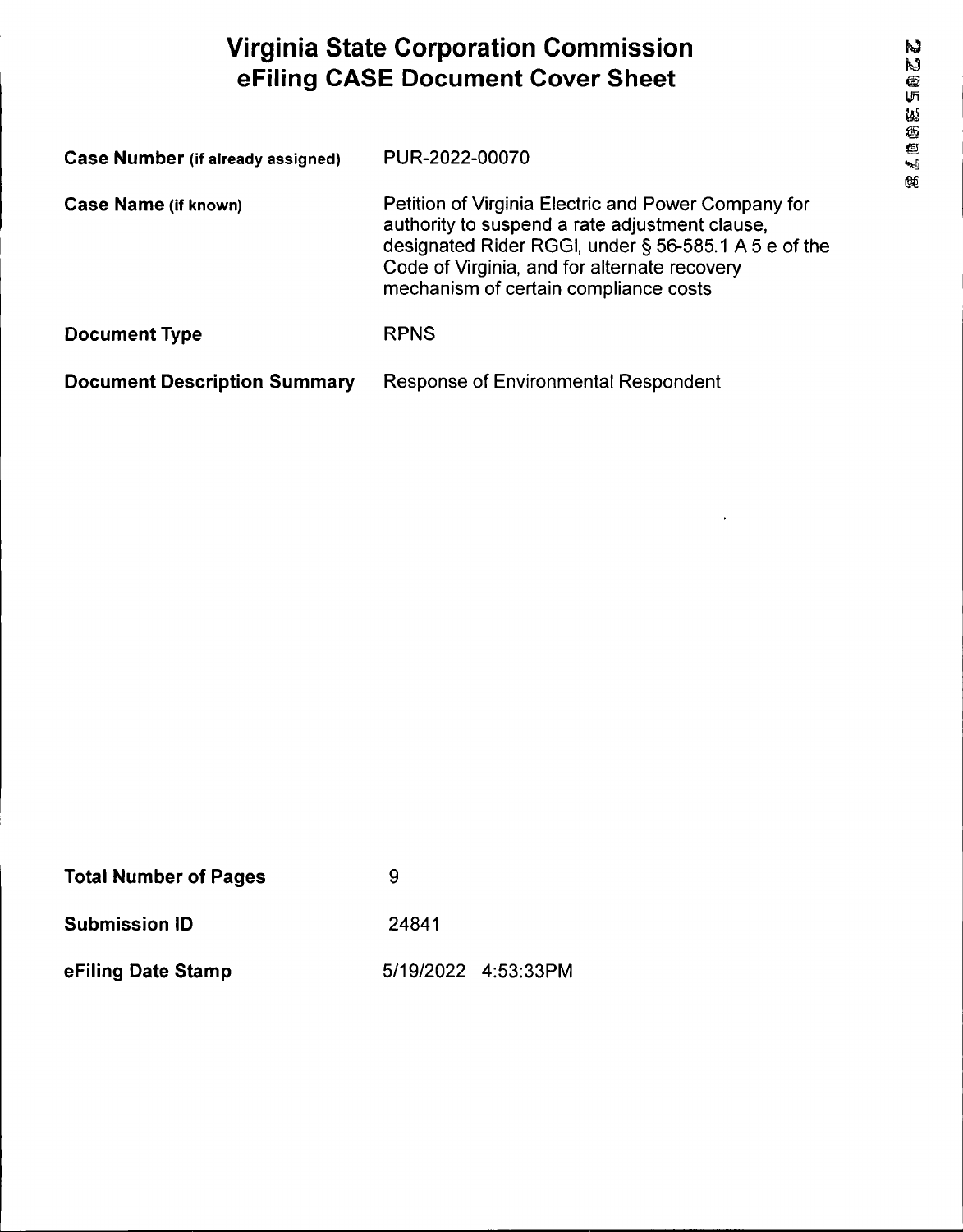# Virginia State Corporation Commission
# eFiling CASE Document Cover Sheet

| | |
|---|---|
| **Case Number (if already assigned)** | PUR-2022-00070 |
| **Case Name (if known)** | Petition of Virginia Electric and Power Company for authority to suspend a rate adjustment clause, designated Rider RGGI, under § 56-585.1 A 5 e of the Code of Virginia, and for alternate recovery mechanism of certain compliance costs |
| **Document Type** | RPNS |
| **Document Description Summary** | Response of Environmental Respondent |

| | |
|---|---|
| **Total Number of Pages** | 9 |
| **Submission ID** | 24841 |
| **eFiling Date Stamp** | 5/19/2022 4:53:33PM |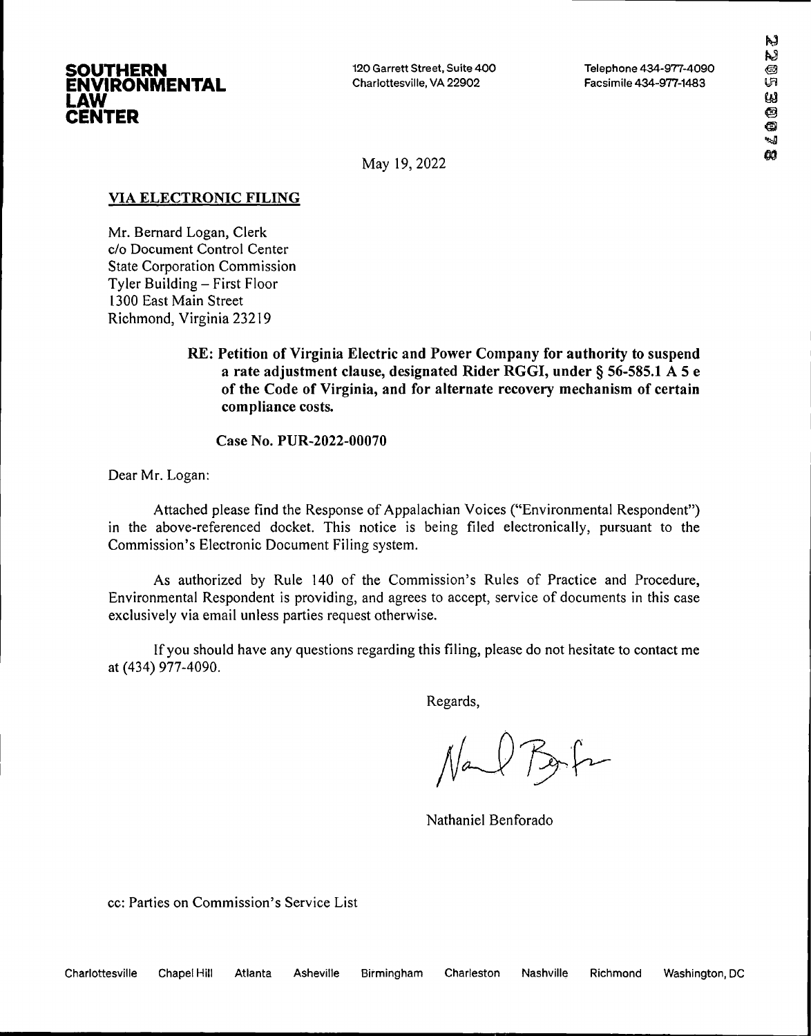**SOUTHERN ENVIRONMENTAL LAW CENTER**

120 Garrett Street, Suite 400
Charlottesville, VA 22902

Telephone 434-977-4090
Facsimile 434-977-1483

May 19, 2022

**VIA ELECTRONIC FILING**

Mr. Bernard Logan, Clerk
c/o Document Control Center
State Corporation Commission
Tyler Building – First Floor
1300 East Main Street
Richmond, Virginia 23219

**RE: Petition of Virginia Electric and Power Company for authority to suspend a rate adjustment clause, designated Rider RGGI, under § 56-585.1 A 5 e of the Code of Virginia, and for alternate recovery mechanism of certain compliance costs.**

**Case No. PUR-2022-00070**

Dear Mr. Logan:

Attached please find the Response of Appalachian Voices ("Environmental Respondent") in the above-referenced docket. This notice is being filed electronically, pursuant to the Commission's Electronic Document Filing system.

As authorized by Rule 140 of the Commission's Rules of Practice and Procedure, Environmental Respondent is providing, and agrees to accept, service of documents in this case exclusively via email unless parties request otherwise.

If you should have any questions regarding this filing, please do not hesitate to contact me at (434) 977-4090.

Regards,

Nathaniel Benforado

cc: Parties on Commission's Service List

Charlottesville Chapel Hill Atlanta Asheville Birmingham Charleston Nashville Richmond Washington, DC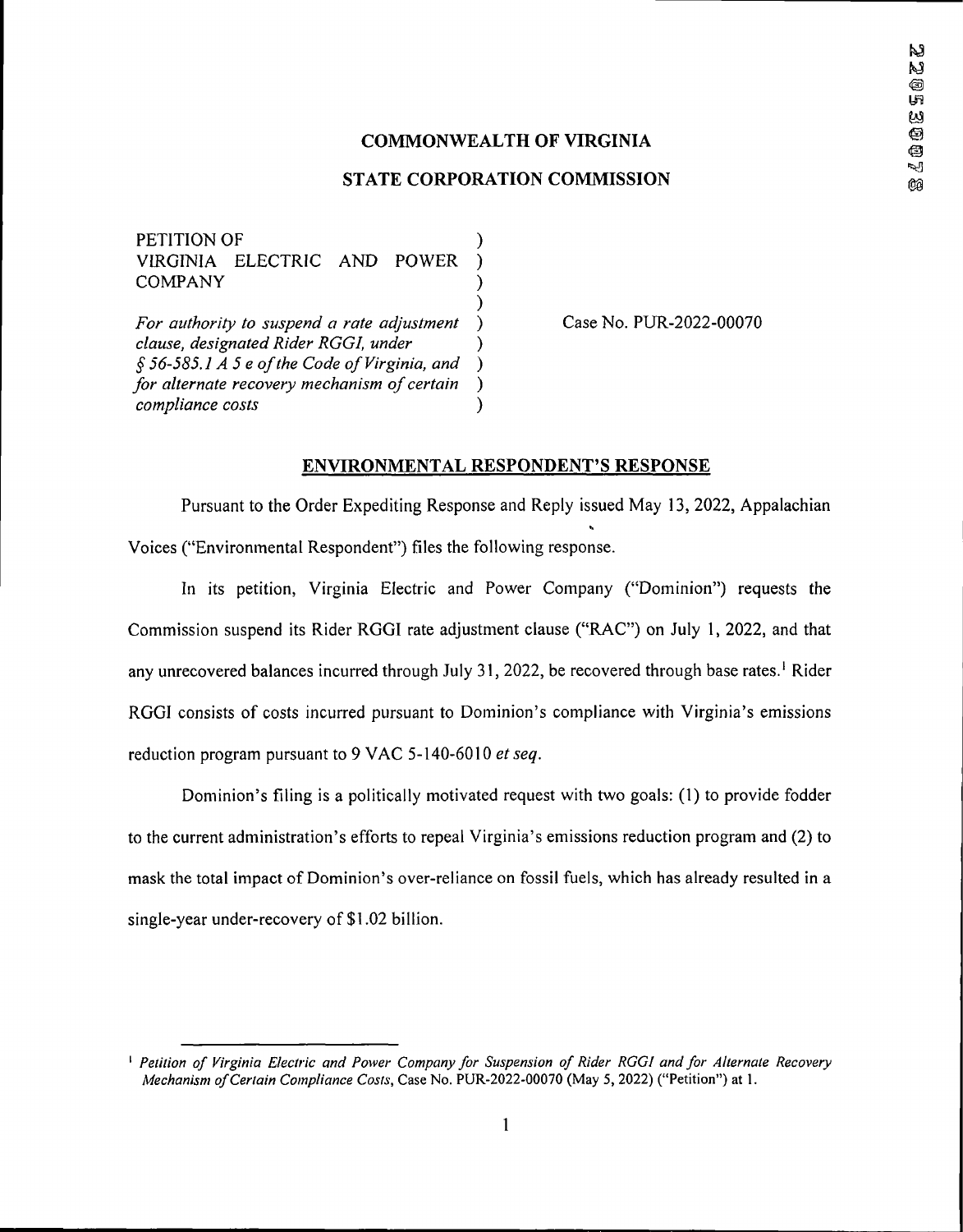**COMMONWEALTH OF VIRGINIA**

**STATE CORPORATION COMMISSION**

| | | |
|---|---|---|
| PETITION OF VIRGINIA ELECTRIC AND POWER COMPANY<br><br>*For authority to suspend a rate adjustment clause, designated Rider RGGI, under § 56-585.1 A 5 e of the Code of Virginia, and for alternate recovery mechanism of certain compliance costs* | ) | Case No. PUR-2022-00070 |

**ENVIRONMENTAL RESPONDENT'S RESPONSE**

Pursuant to the Order Expediting Response and Reply issued May 13, 2022, Appalachian Voices ("Environmental Respondent") files the following response.

In its petition, Virginia Electric and Power Company ("Dominion") requests the Commission suspend its Rider RGGI rate adjustment clause ("RAC") on July 1, 2022, and that any unrecovered balances incurred through July 31, 2022, be recovered through base rates.[1] Rider RGGI consists of costs incurred pursuant to Dominion's compliance with Virginia's emissions reduction program pursuant to 9 VAC 5-140-6010 *et seq*.

Dominion's filing is a politically motivated request with two goals: (1) to provide fodder to the current administration's efforts to repeal Virginia's emissions reduction program and (2) to mask the total impact of Dominion's over-reliance on fossil fuels, which has already resulted in a single-year under-recovery of $1.02 billion.

---

[1] *Petition of Virginia Electric and Power Company for Suspension of Rider RGGI and for Alternate Recovery Mechanism of Certain Compliance Costs*, Case No. PUR-2022-00070 (May 5, 2022) ("Petition") at 1.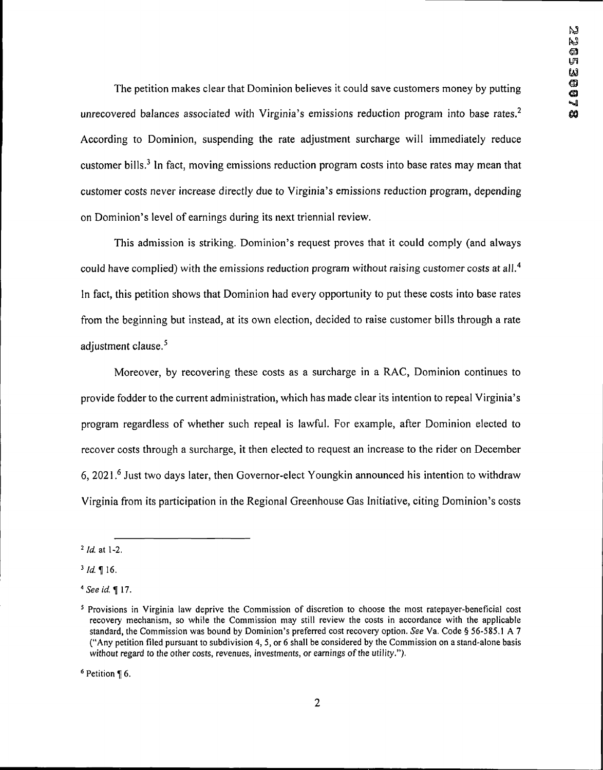The petition makes clear that Dominion believes it could save customers money by putting unrecovered balances associated with Virginia's emissions reduction program into base rates.[2] According to Dominion, suspending the rate adjustment surcharge will immediately reduce customer bills.[3] In fact, moving emissions reduction program costs into base rates may mean that customer costs never increase directly due to Virginia's emissions reduction program, depending on Dominion's level of earnings during its next triennial review.

This admission is striking. Dominion's request proves that it could comply (and always could have complied) with the emissions reduction program without raising customer costs at all.[4] In fact, this petition shows that Dominion had every opportunity to put these costs into base rates from the beginning but instead, at its own election, decided to raise customer bills through a rate adjustment clause.[5]

Moreover, by recovering these costs as a surcharge in a RAC, Dominion continues to provide fodder to the current administration, which has made clear its intention to repeal Virginia's program regardless of whether such repeal is lawful. For example, after Dominion elected to recover costs through a surcharge, it then elected to request an increase to the rider on December 6, 2021.[6] Just two days later, then Governor-elect Youngkin announced his intention to withdraw Virginia from its participation in the Regional Greenhouse Gas Initiative, citing Dominion's costs

---

[2] *Id.* at 1-2.

[3] *Id.* ¶ 16.

[4] *See id.* ¶ 17.

[5] Provisions in Virginia law deprive the Commission of discretion to choose the most ratepayer-beneficial cost recovery mechanism, so while the Commission may still review the costs in accordance with the applicable standard, the Commission was bound by Dominion's preferred cost recovery option. *See* Va. Code § 56-585.1 A 7 ("Any petition filed pursuant to subdivision 4, 5, or 6 shall be considered by the Commission on a stand-alone basis without regard to the other costs, revenues, investments, or earnings of the utility.").

[6] Petition ¶ 6.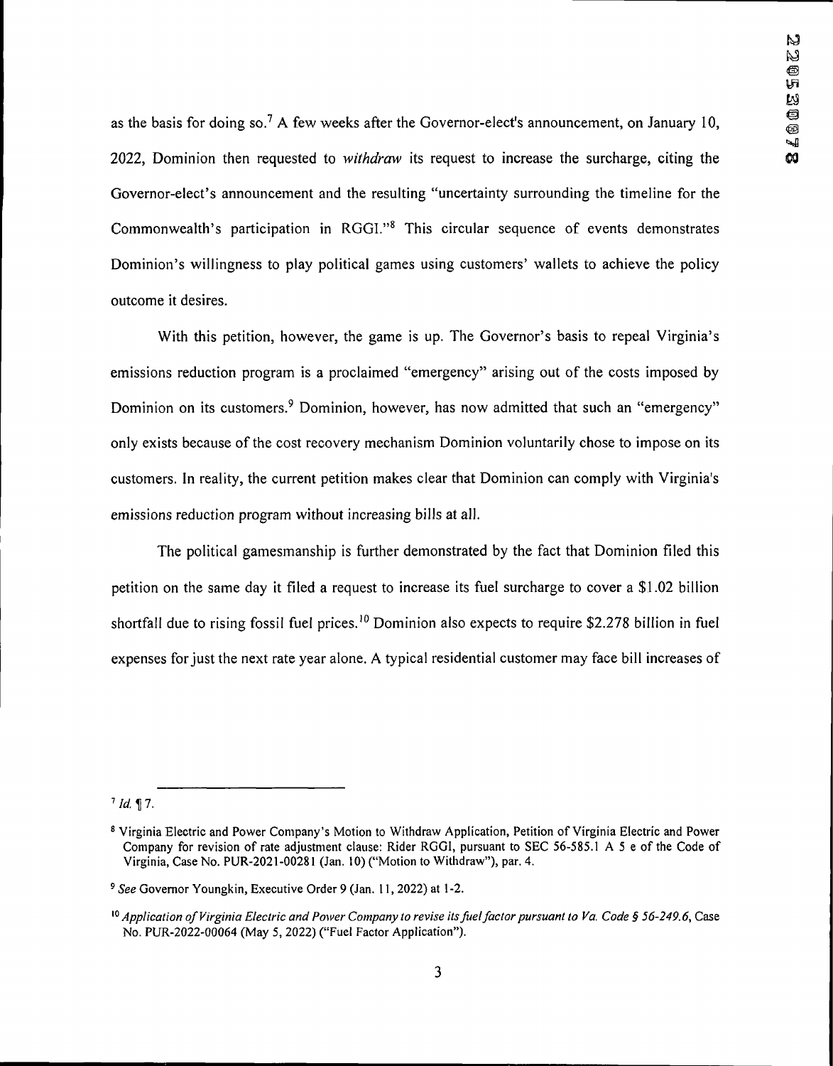as the basis for doing so.[7] A few weeks after the Governor-elect's announcement, on January 10, 2022, Dominion then requested to *withdraw* its request to increase the surcharge, citing the Governor-elect's announcement and the resulting "uncertainty surrounding the timeline for the Commonwealth's participation in RGGI."[8] This circular sequence of events demonstrates Dominion's willingness to play political games using customers' wallets to achieve the policy outcome it desires.

With this petition, however, the game is up. The Governor's basis to repeal Virginia's emissions reduction program is a proclaimed "emergency" arising out of the costs imposed by Dominion on its customers.[9] Dominion, however, has now admitted that such an "emergency" only exists because of the cost recovery mechanism Dominion voluntarily chose to impose on its customers. In reality, the current petition makes clear that Dominion can comply with Virginia's emissions reduction program without increasing bills at all.

The political gamesmanship is further demonstrated by the fact that Dominion filed this petition on the same day it filed a request to increase its fuel surcharge to cover a $1.02 billion shortfall due to rising fossil fuel prices.[10] Dominion also expects to require $2.278 billion in fuel expenses for just the next rate year alone. A typical residential customer may face bill increases of

---

[7] *Id.* ¶ 7.

[8] Virginia Electric and Power Company's Motion to Withdraw Application, Petition of Virginia Electric and Power Company for revision of rate adjustment clause: Rider RGGI, pursuant to SEC 56-585.1 A 5 e of the Code of Virginia, Case No. PUR-2021-00281 (Jan. 10) ("Motion to Withdraw"), par. 4.

[9] *See* Governor Youngkin, Executive Order 9 (Jan. 11, 2022) at 1-2.

[10] *Application of Virginia Electric and Power Company to revise its fuel factor pursuant to Va. Code § 56-249.6*, Case No. PUR-2022-00064 (May 5, 2022) ("Fuel Factor Application").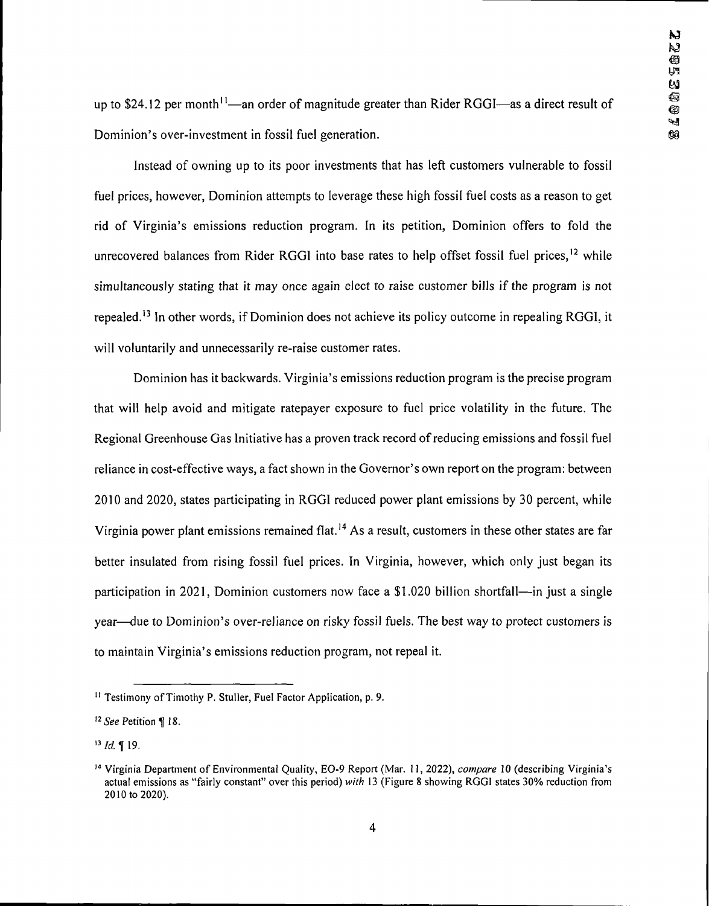up to $24.12 per month[11]—an order of magnitude greater than Rider RGGI—as a direct result of Dominion's over-investment in fossil fuel generation.

Instead of owning up to its poor investments that has left customers vulnerable to fossil fuel prices, however, Dominion attempts to leverage these high fossil fuel costs as a reason to get rid of Virginia's emissions reduction program. In its petition, Dominion offers to fold the unrecovered balances from Rider RGGI into base rates to help offset fossil fuel prices,[12] while simultaneously stating that it may once again elect to raise customer bills if the program is not repealed.[13] In other words, if Dominion does not achieve its policy outcome in repealing RGGI, it will voluntarily and unnecessarily re-raise customer rates.

Dominion has it backwards. Virginia's emissions reduction program is the precise program that will help avoid and mitigate ratepayer exposure to fuel price volatility in the future. The Regional Greenhouse Gas Initiative has a proven track record of reducing emissions and fossil fuel reliance in cost-effective ways, a fact shown in the Governor's own report on the program: between 2010 and 2020, states participating in RGGI reduced power plant emissions by 30 percent, while Virginia power plant emissions remained flat.[14] As a result, customers in these other states are far better insulated from rising fossil fuel prices. In Virginia, however, which only just began its participation in 2021, Dominion customers now face a $1.020 billion shortfall—in just a single year—due to Dominion's over-reliance on risky fossil fuels. The best way to protect customers is to maintain Virginia's emissions reduction program, not repeal it.

---

[11] Testimony of Timothy P. Stuller, Fuel Factor Application, p. 9.

[12] *See* Petition ¶ 18.

[13] *Id.* ¶ 19.

[14] Virginia Department of Environmental Quality, EO-9 Report (Mar. 11, 2022), *compare* 10 (describing Virginia's actual emissions as "fairly constant" over this period) *with* 13 (Figure 8 showing RGGI states 30% reduction from 2010 to 2020).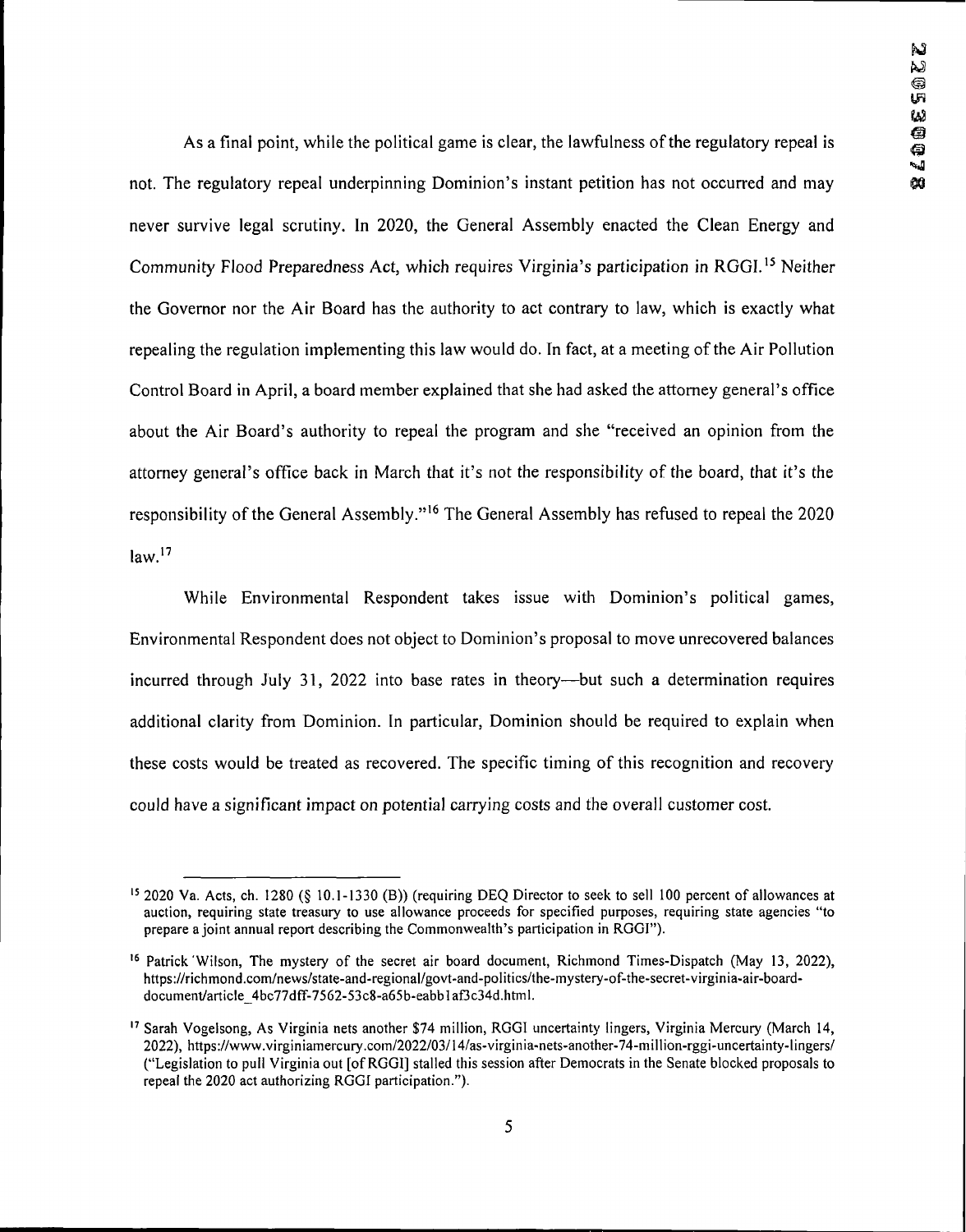As a final point, while the political game is clear, the lawfulness of the regulatory repeal is not. The regulatory repeal underpinning Dominion's instant petition has not occurred and may never survive legal scrutiny. In 2020, the General Assembly enacted the Clean Energy and Community Flood Preparedness Act, which requires Virginia's participation in RGGI.[15] Neither the Governor nor the Air Board has the authority to act contrary to law, which is exactly what repealing the regulation implementing this law would do. In fact, at a meeting of the Air Pollution Control Board in April, a board member explained that she had asked the attorney general's office about the Air Board's authority to repeal the program and she "received an opinion from the attorney general's office back in March that it's not the responsibility of the board, that it's the responsibility of the General Assembly."[16] The General Assembly has refused to repeal the 2020 law.[17]

While Environmental Respondent takes issue with Dominion's political games, Environmental Respondent does not object to Dominion's proposal to move unrecovered balances incurred through July 31, 2022 into base rates in theory—but such a determination requires additional clarity from Dominion. In particular, Dominion should be required to explain when these costs would be treated as recovered. The specific timing of this recognition and recovery could have a significant impact on potential carrying costs and the overall customer cost.

---

[15] 2020 Va. Acts, ch. 1280 (§ 10.1-1330 (B)) (requiring DEQ Director to seek to sell 100 percent of allowances at auction, requiring state treasury to use allowance proceeds for specified purposes, requiring state agencies "to prepare a joint annual report describing the Commonwealth's participation in RGGI").

[16] Patrick Wilson, The mystery of the secret air board document, Richmond Times-Dispatch (May 13, 2022), https://richmond.com/news/state-and-regional/govt-and-politics/the-mystery-of-the-secret-virginia-air-board-document/article_4bc77dff-7562-53c8-a65b-eabb1af3c34d.html.

[17] Sarah Vogelsong, As Virginia nets another $74 million, RGGI uncertainty lingers, Virginia Mercury (March 14, 2022), https://www.virginiamercury.com/2022/03/14/as-virginia-nets-another-74-million-rggi-uncertainty-lingers/ ("Legislation to pull Virginia out [of RGGI] stalled this session after Democrats in the Senate blocked proposals to repeal the 2020 act authorizing RGGI participation.").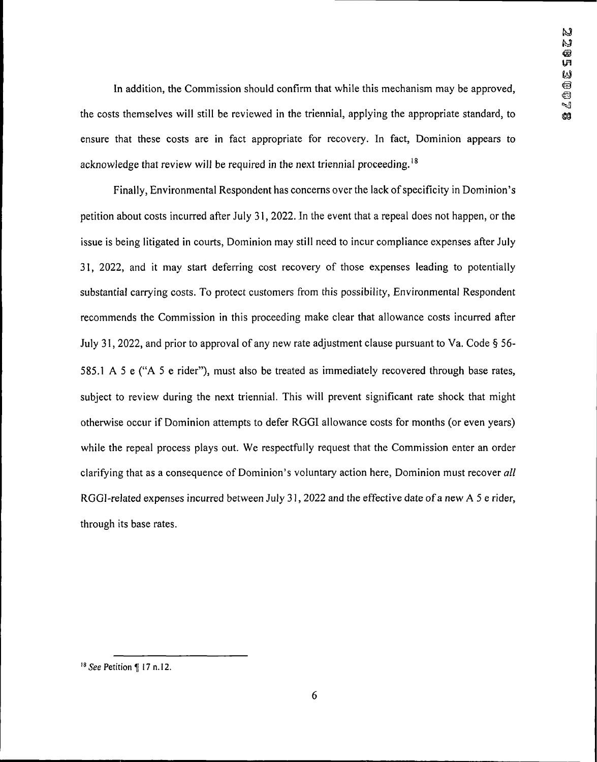In addition, the Commission should confirm that while this mechanism may be approved, the costs themselves will still be reviewed in the triennial, applying the appropriate standard, to ensure that these costs are in fact appropriate for recovery. In fact, Dominion appears to acknowledge that review will be required in the next triennial proceeding.[18]

Finally, Environmental Respondent has concerns over the lack of specificity in Dominion's petition about costs incurred after July 31, 2022. In the event that a repeal does not happen, or the issue is being litigated in courts, Dominion may still need to incur compliance expenses after July 31, 2022, and it may start deferring cost recovery of those expenses leading to potentially substantial carrying costs. To protect customers from this possibility, Environmental Respondent recommends the Commission in this proceeding make clear that allowance costs incurred after July 31, 2022, and prior to approval of any new rate adjustment clause pursuant to Va. Code § 56-585.1 A 5 e ("A 5 e rider"), must also be treated as immediately recovered through base rates, subject to review during the next triennial. This will prevent significant rate shock that might otherwise occur if Dominion attempts to defer RGGI allowance costs for months (or even years) while the repeal process plays out. We respectfully request that the Commission enter an order clarifying that as a consequence of Dominion's voluntary action here, Dominion must recover *all* RGGI-related expenses incurred between July 31, 2022 and the effective date of a new A 5 e rider, through its base rates.

---

[18] *See* Petition ¶ 17 n.12.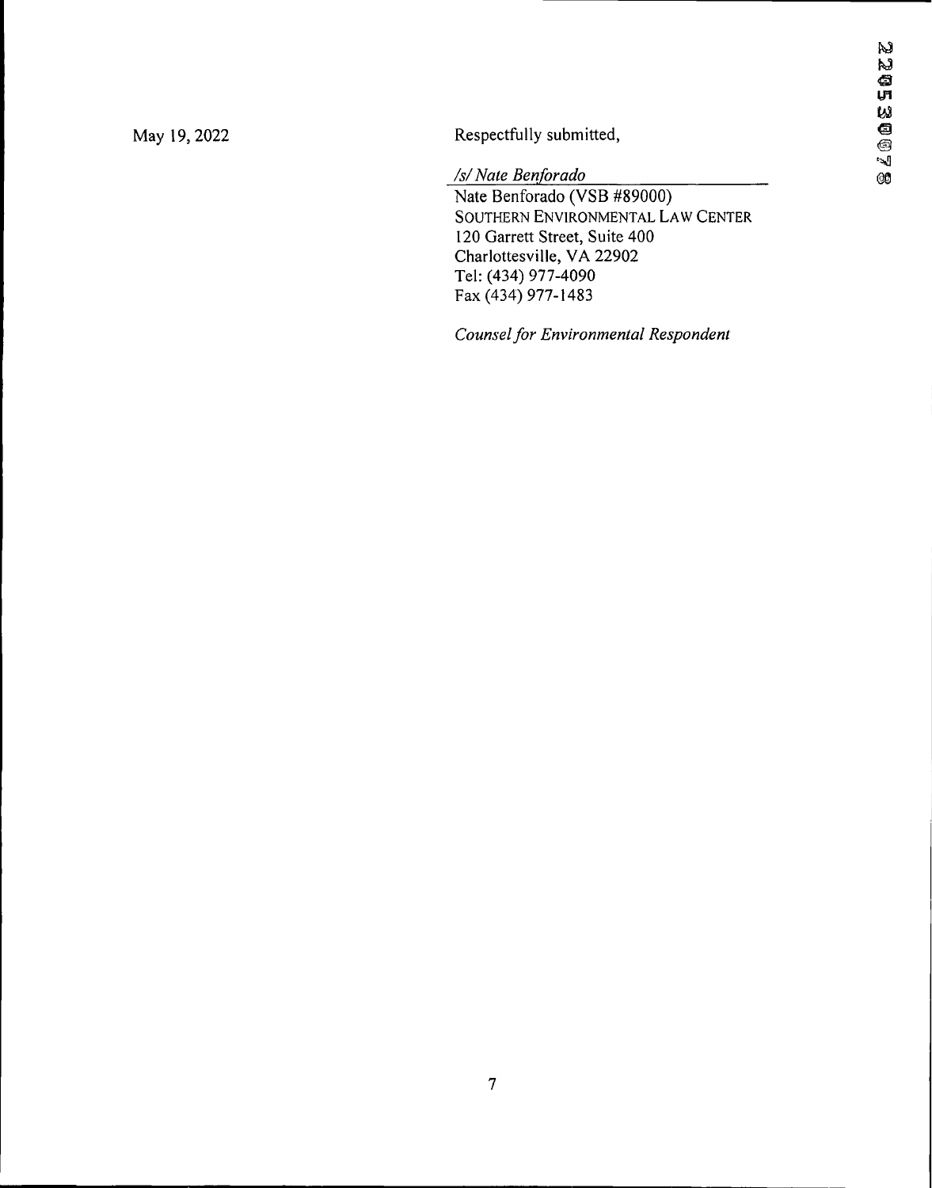May 19, 2022

Respectfully submitted,

*/s/ Nate Benforado*

Nate Benforado (VSB #89000)
SOUTHERN ENVIRONMENTAL LAW CENTER
120 Garrett Street, Suite 400
Charlottesville, VA 22902
Tel: (434) 977-4090
Fax (434) 977-1483

*Counsel for Environmental Respondent*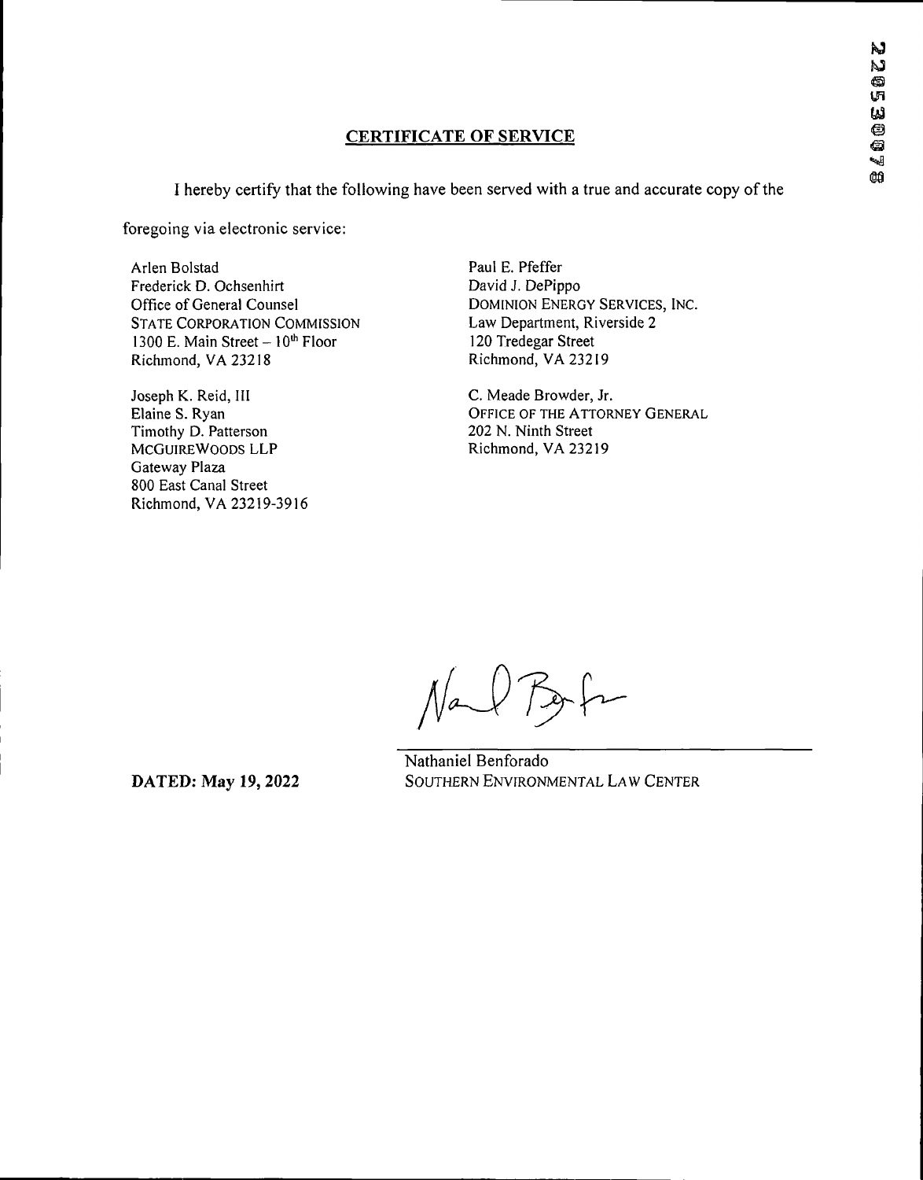## CERTIFICATE OF SERVICE

I hereby certify that the following have been served with a true and accurate copy of the foregoing via electronic service:

Arlen Bolstad
Frederick D. Ochsenhirt
Office of General Counsel
STATE CORPORATION COMMISSION
1300 E. Main Street – 10th Floor
Richmond, VA 23218

Joseph K. Reid, III
Elaine S. Ryan
Timothy D. Patterson
MCGUIREWOODS LLP
Gateway Plaza
800 East Canal Street
Richmond, VA 23219-3916

Paul E. Pfeffer
David J. DePippo
DOMINION ENERGY SERVICES, INC.
Law Department, Riverside 2
120 Tredegar Street
Richmond, VA 23219

C. Meade Browder, Jr.
OFFICE OF THE ATTORNEY GENERAL
202 N. Ninth Street
Richmond, VA 23219

Nathaniel Benforado
SOUTHERN ENVIRONMENTAL LAW CENTER

**DATED: May 19, 2022**